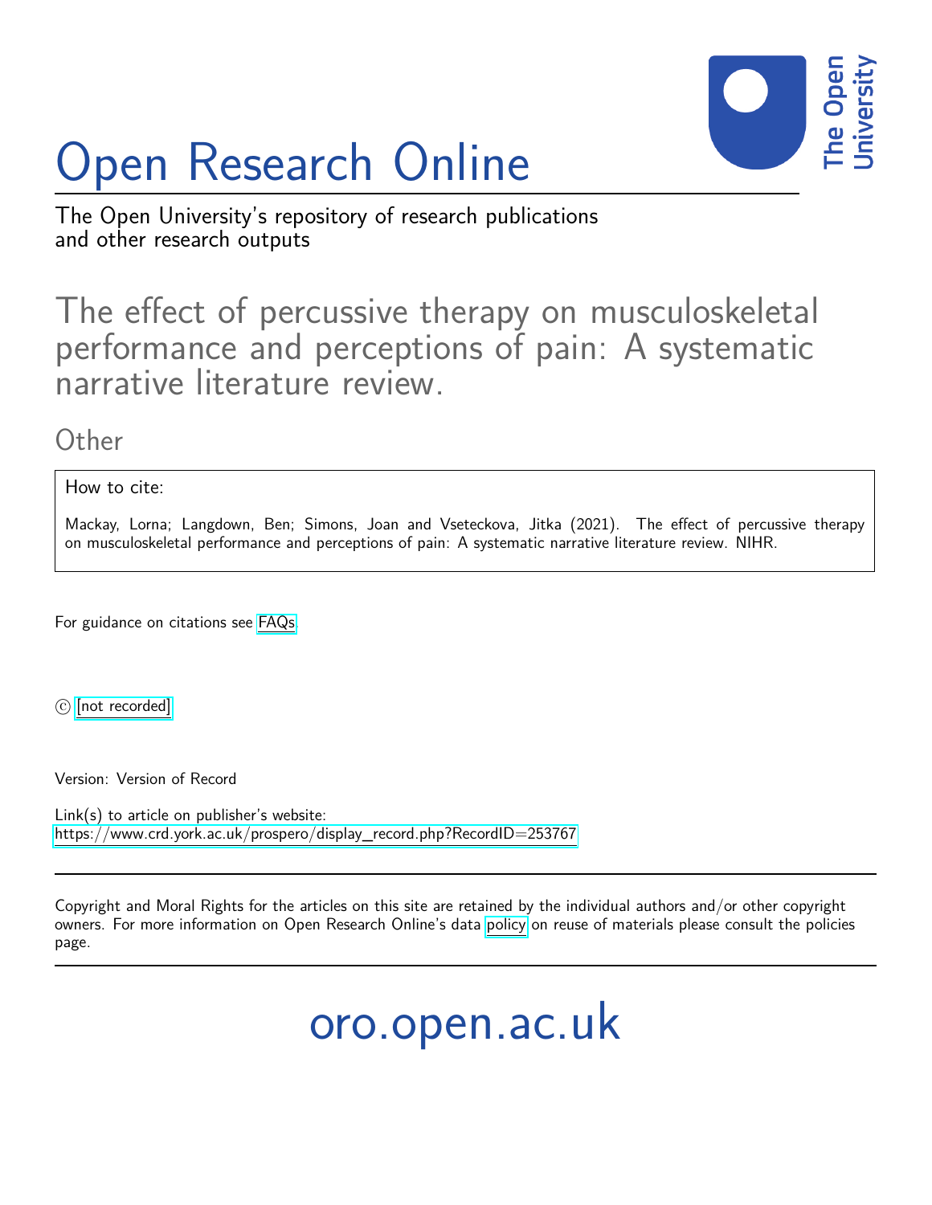# Open Research Online

The Open University's repository of research publications and other research outputs

## The effect of percussive therapy on musculoskeletal performance and perceptions of pain: A systematic narrative literature review.

### Other

How to cite:

Mackay, Lorna; Langdown, Ben; Simons, Joan and Vseteckova, Jitka (2021). The effect of percussive therapy on musculoskeletal performance and perceptions of pain: A systematic narrative literature review. NIHR.

For guidance on citations see FAQs.

© [not recorded]

Version: Version of Record

Link(s) to article on publisher's website:
https://www.crd.york.ac.uk/prospero/display_record.php?RecordID=253767

Copyright and Moral Rights for the articles on this site are retained by the individual authors and/or other copyright owners. For more information on Open Research Online's data policy on reuse of materials please consult the policies page.

oro.open.ac.uk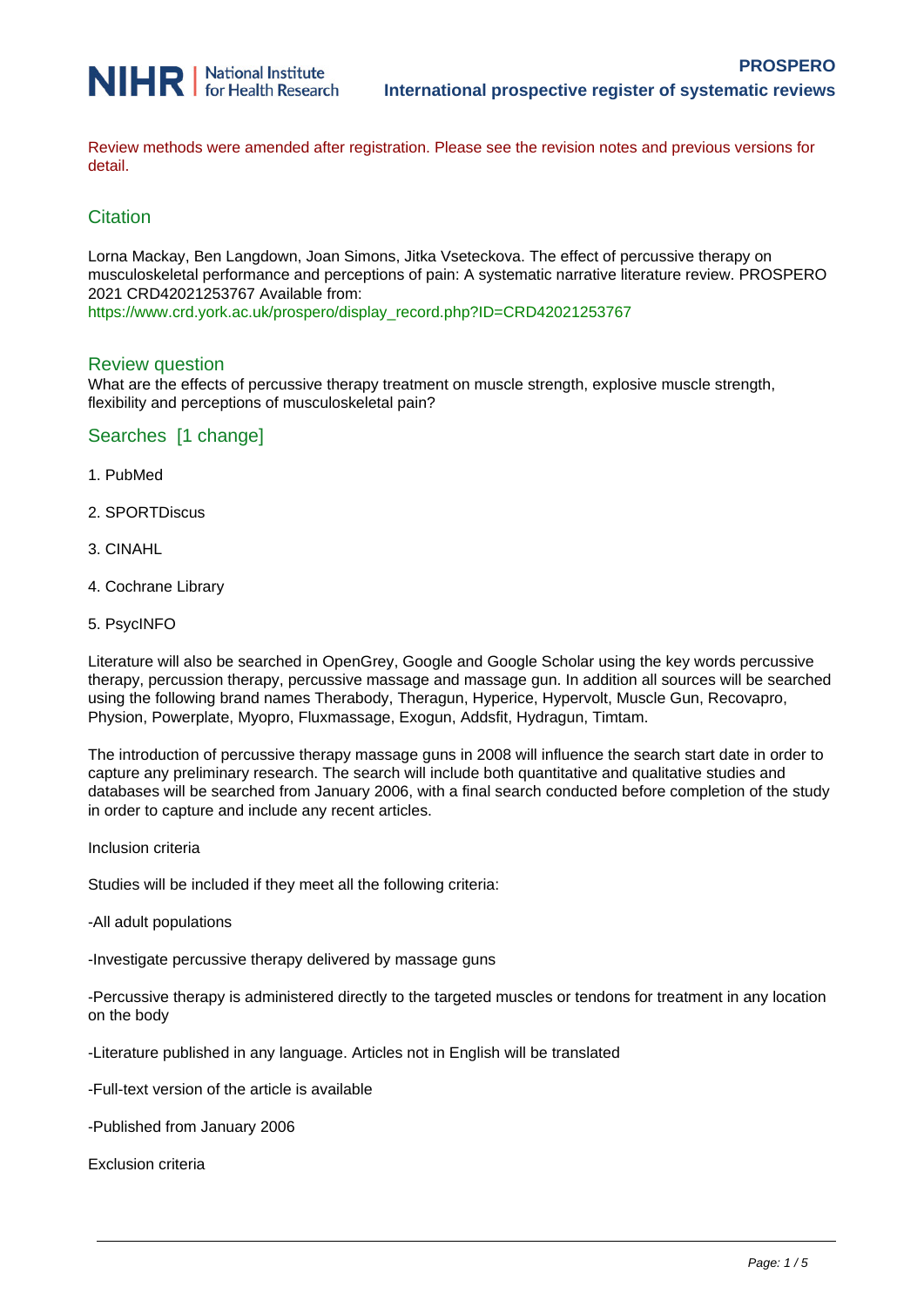Review methods were amended after registration. Please see the revision notes and previous versions for detail.

## Citation

Lorna Mackay, Ben Langdown, Joan Simons, Jitka Vseteckova. The effect of percussive therapy on musculoskeletal performance and perceptions of pain: A systematic narrative literature review. PROSPERO 2021 CRD42021253767 Available from: https://www.crd.york.ac.uk/prospero/display_record.php?ID=CRD42021253767

## Review question

What are the effects of percussive therapy treatment on muscle strength, explosive muscle strength, flexibility and perceptions of musculoskeletal pain?

## Searches [1 change]

1. PubMed

2. SPORTDiscus

3. CINAHL

4. Cochrane Library

5. PsycINFO

Literature will also be searched in OpenGrey, Google and Google Scholar using the key words percussive therapy, percussion therapy, percussive massage and massage gun. In addition all sources will be searched using the following brand names Therabody, Theragun, Hyperice, Hypervolt, Muscle Gun, Recovapro, Physion, Powerplate, Myopro, Fluxmassage, Exogun, Addsfit, Hydragun, Timtam.

The introduction of percussive therapy massage guns in 2008 will influence the search start date in order to capture any preliminary research. The search will include both quantitative and qualitative studies and databases will be searched from January 2006, with a final search conducted before completion of the study in order to capture and include any recent articles.

Inclusion criteria

Studies will be included if they meet all the following criteria:

-All adult populations

-Investigate percussive therapy delivered by massage guns

-Percussive therapy is administered directly to the targeted muscles or tendons for treatment in any location on the body

-Literature published in any language. Articles not in English will be translated

-Full-text version of the article is available

-Published from January 2006

Exclusion criteria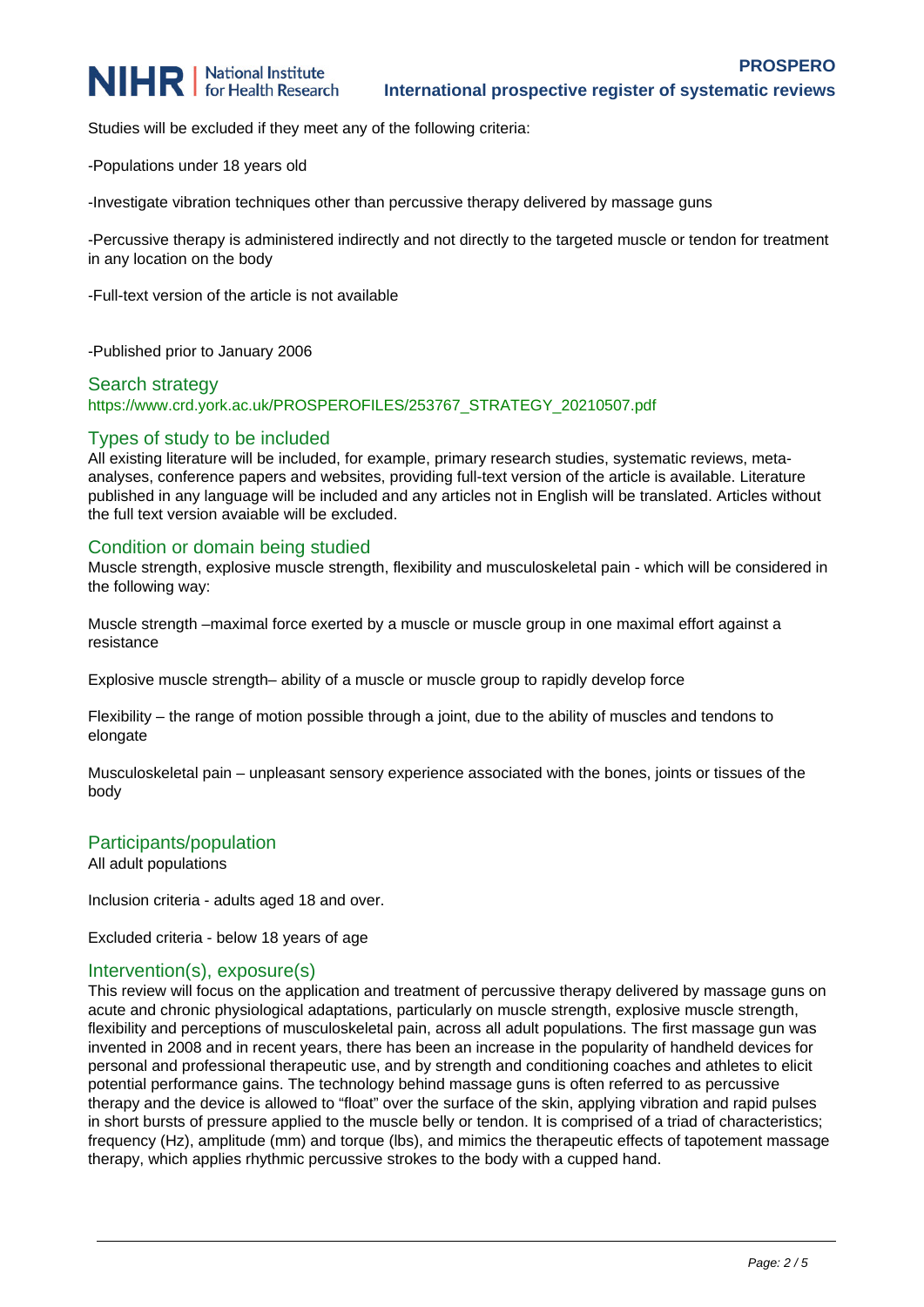Studies will be excluded if they meet any of the following criteria:

-Populations under 18 years old

-Investigate vibration techniques other than percussive therapy delivered by massage guns

-Percussive therapy is administered indirectly and not directly to the targeted muscle or tendon for treatment in any location on the body

-Full-text version of the article is not available

-Published prior to January 2006

## Search strategy

https://www.crd.york.ac.uk/PROSPEROFILES/253767_STRATEGY_20210507.pdf

## Types of study to be included

All existing literature will be included, for example, primary research studies, systematic reviews, meta-analyses, conference papers and websites, providing full-text version of the article is available. Literature published in any language will be included and any articles not in English will be translated. Articles without the full text version avaiable will be excluded.

## Condition or domain being studied

Muscle strength, explosive muscle strength, flexibility and musculoskeletal pain - which will be considered in the following way:

Muscle strength –maximal force exerted by a muscle or muscle group in one maximal effort against a resistance

Explosive muscle strength– ability of a muscle or muscle group to rapidly develop force

Flexibility – the range of motion possible through a joint, due to the ability of muscles and tendons to elongate

Musculoskeletal pain – unpleasant sensory experience associated with the bones, joints or tissues of the body

## Participants/population

All adult populations

Inclusion criteria - adults aged 18 and over.

Excluded criteria - below 18 years of age

## Intervention(s), exposure(s)

This review will focus on the application and treatment of percussive therapy delivered by massage guns on acute and chronic physiological adaptations, particularly on muscle strength, explosive muscle strength, flexibility and perceptions of musculoskeletal pain, across all adult populations. The first massage gun was invented in 2008 and in recent years, there has been an increase in the popularity of handheld devices for personal and professional therapeutic use, and by strength and conditioning coaches and athletes to elicit potential performance gains. The technology behind massage guns is often referred to as percussive therapy and the device is allowed to "float" over the surface of the skin, applying vibration and rapid pulses in short bursts of pressure applied to the muscle belly or tendon. It is comprised of a triad of characteristics; frequency (Hz), amplitude (mm) and torque (lbs), and mimics the therapeutic effects of tapotement massage therapy, which applies rhythmic percussive strokes to the body with a cupped hand.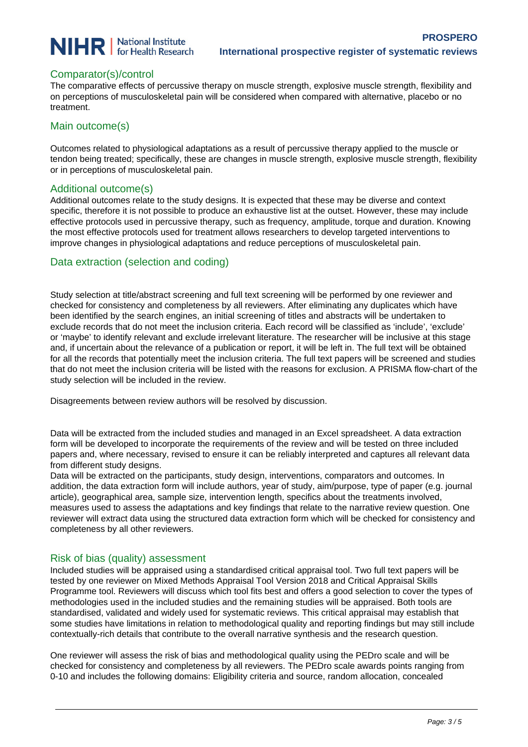## Comparator(s)/control

The comparative effects of percussive therapy on muscle strength, explosive muscle strength, flexibility and on perceptions of musculoskeletal pain will be considered when compared with alternative, placebo or no treatment.

## Main outcome(s)

Outcomes related to physiological adaptations as a result of percussive therapy applied to the muscle or tendon being treated; specifically, these are changes in muscle strength, explosive muscle strength, flexibility or in perceptions of musculoskeletal pain.

## Additional outcome(s)

Additional outcomes relate to the study designs. It is expected that these may be diverse and context specific, therefore it is not possible to produce an exhaustive list at the outset. However, these may include effective protocols used in percussive therapy, such as frequency, amplitude, torque and duration. Knowing the most effective protocols used for treatment allows researchers to develop targeted interventions to improve changes in physiological adaptations and reduce perceptions of musculoskeletal pain.

## Data extraction (selection and coding)

Study selection at title/abstract screening and full text screening will be performed by one reviewer and checked for consistency and completeness by all reviewers. After eliminating any duplicates which have been identified by the search engines, an initial screening of titles and abstracts will be undertaken to exclude records that do not meet the inclusion criteria. Each record will be classified as 'include', 'exclude' or 'maybe' to identify relevant and exclude irrelevant literature. The researcher will be inclusive at this stage and, if uncertain about the relevance of a publication or report, it will be left in. The full text will be obtained for all the records that potentially meet the inclusion criteria. The full text papers will be screened and studies that do not meet the inclusion criteria will be listed with the reasons for exclusion. A PRISMA flow-chart of the study selection will be included in the review.

Disagreements between review authors will be resolved by discussion.

Data will be extracted from the included studies and managed in an Excel spreadsheet. A data extraction form will be developed to incorporate the requirements of the review and will be tested on three included papers and, where necessary, revised to ensure it can be reliably interpreted and captures all relevant data from different study designs.

Data will be extracted on the participants, study design, interventions, comparators and outcomes. In addition, the data extraction form will include authors, year of study, aim/purpose, type of paper (e.g. journal article), geographical area, sample size, intervention length, specifics about the treatments involved, measures used to assess the adaptations and key findings that relate to the narrative review question. One reviewer will extract data using the structured data extraction form which will be checked for consistency and completeness by all other reviewers.

## Risk of bias (quality) assessment

Included studies will be appraised using a standardised critical appraisal tool. Two full text papers will be tested by one reviewer on Mixed Methods Appraisal Tool Version 2018 and Critical Appraisal Skills Programme tool. Reviewers will discuss which tool fits best and offers a good selection to cover the types of methodologies used in the included studies and the remaining studies will be appraised. Both tools are standardised, validated and widely used for systematic reviews. This critical appraisal may establish that some studies have limitations in relation to methodological quality and reporting findings but may still include contextually-rich details that contribute to the overall narrative synthesis and the research question.

One reviewer will assess the risk of bias and methodological quality using the PEDro scale and will be checked for consistency and completeness by all reviewers. The PEDro scale awards points ranging from 0-10 and includes the following domains: Eligibility criteria and source, random allocation, concealed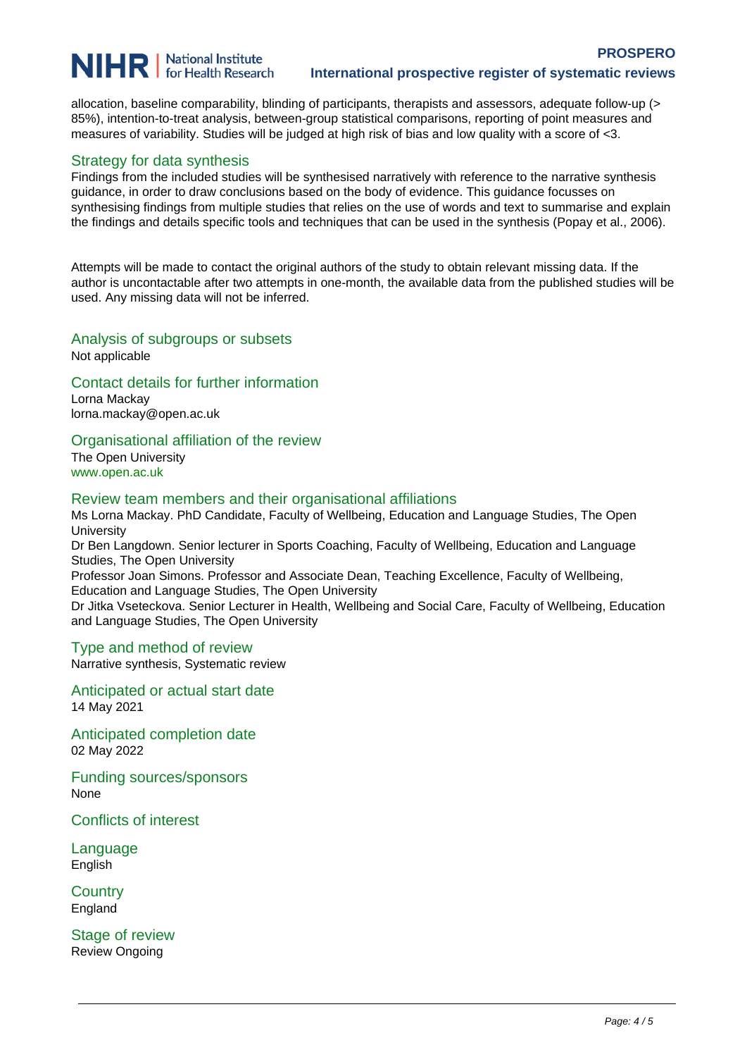allocation, baseline comparability, blinding of participants, therapists and assessors, adequate follow-up (> 85%), intention-to-treat analysis, between-group statistical comparisons, reporting of point measures and measures of variability. Studies will be judged at high risk of bias and low quality with a score of <3.

## Strategy for data synthesis

Findings from the included studies will be synthesised narratively with reference to the narrative synthesis guidance, in order to draw conclusions based on the body of evidence. This guidance focusses on synthesising findings from multiple studies that relies on the use of words and text to summarise and explain the findings and details specific tools and techniques that can be used in the synthesis (Popay et al., 2006).

Attempts will be made to contact the original authors of the study to obtain relevant missing data. If the author is uncontactable after two attempts in one-month, the available data from the published studies will be used. Any missing data will not be inferred.

## Analysis of subgroups or subsets

Not applicable

## Contact details for further information

Lorna Mackay

lorna.mackay@open.ac.uk

## Organisational affiliation of the review

The Open University

www.open.ac.uk

## Review team members and their organisational affiliations

Ms Lorna Mackay. PhD Candidate, Faculty of Wellbeing, Education and Language Studies, The Open University

Dr Ben Langdown. Senior lecturer in Sports Coaching, Faculty of Wellbeing, Education and Language Studies, The Open University

Professor Joan Simons. Professor and Associate Dean, Teaching Excellence, Faculty of Wellbeing, Education and Language Studies, The Open University

Dr Jitka Vseteckova. Senior Lecturer in Health, Wellbeing and Social Care, Faculty of Wellbeing, Education and Language Studies, The Open University

## Type and method of review

Narrative synthesis, Systematic review

## Anticipated or actual start date

14 May 2021

## Anticipated completion date

02 May 2022

## Funding sources/sponsors

None

## Conflicts of interest

## Language

English

## Country

England

## Stage of review

Review Ongoing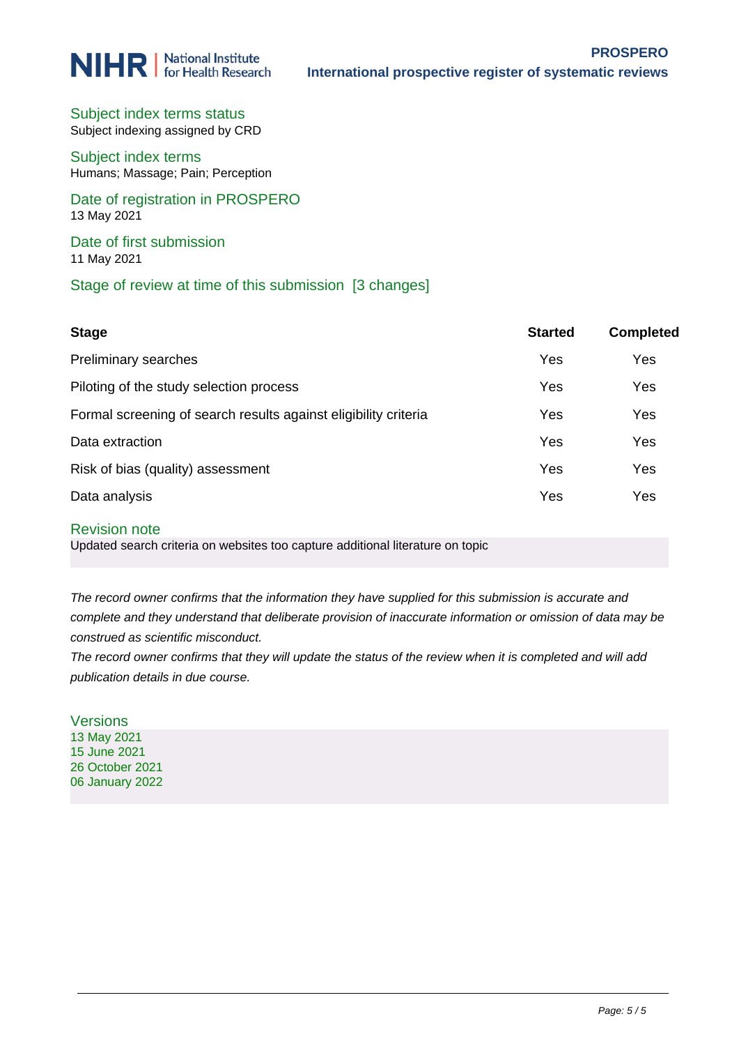### Subject index terms status

Subject indexing assigned by CRD

### Subject index terms

Humans; Massage; Pain; Perception

### Date of registration in PROSPERO

13 May 2021

### Date of first submission

11 May 2021

### Stage of review at time of this submission [3 changes]

| Stage | Started | Completed |
| --- | --- | --- |
| Preliminary searches | Yes | Yes |
| Piloting of the study selection process | Yes | Yes |
| Formal screening of search results against eligibility criteria | Yes | Yes |
| Data extraction | Yes | Yes |
| Risk of bias (quality) assessment | Yes | Yes |
| Data analysis | Yes | Yes |

### Revision note

Updated search criteria on websites too capture additional literature on topic

*The record owner confirms that the information they have supplied for this submission is accurate and complete and they understand that deliberate provision of inaccurate information or omission of data may be construed as scientific misconduct.*

*The record owner confirms that they will update the status of the review when it is completed and will add publication details in due course.*

### Versions

13 May 2021
15 June 2021
26 October 2021
06 January 2022